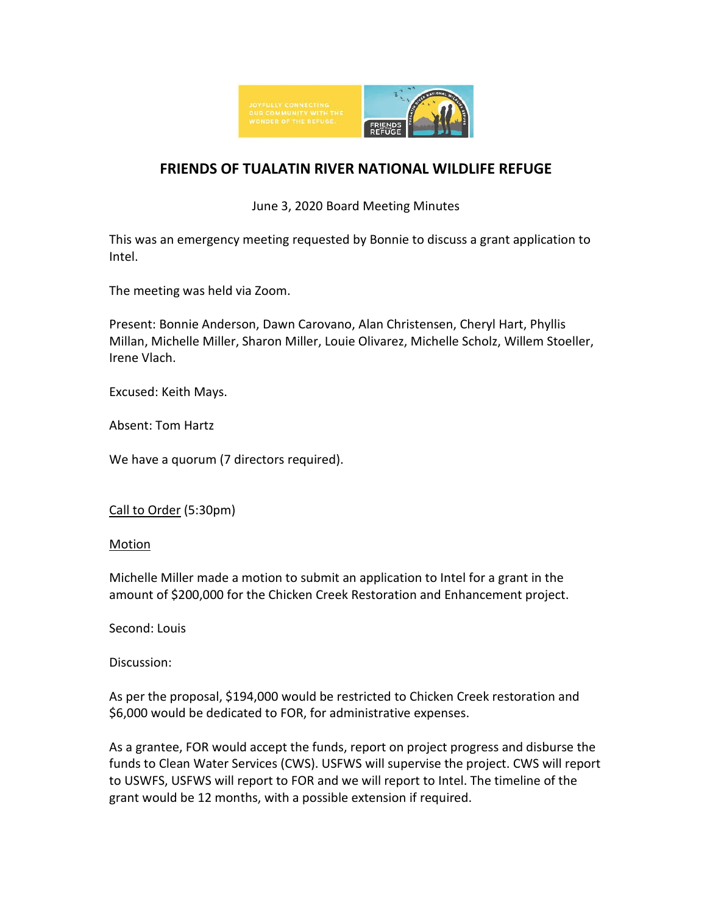# FRIENDS OF TUALATIN RIVER NATIONAL WILDLIFE REFUGE

June 3, 2020 Board Meeting Minutes

This was an emergency meeting requested by Bonnie to discuss a grant application to Intel.

The meeting was held via Zoom.

Present: Bonnie Anderson, Dawn Carovano, Alan Christensen, Cheryl Hart, Phyllis Millan, Michelle Miller, Sharon Miller, Louie Olivarez, Michelle Scholz, Willem Stoeller, Irene Vlach.

Excused: Keith Mays.

Absent: Tom Hartz

We have a quorum (7 directors required).

Call to Order (5:30pm)

Motion

Michelle Miller made a motion to submit an application to Intel for a grant in the amount of $200,000 for the Chicken Creek Restoration and Enhancement project.

Second: Louis

Discussion:

As per the proposal, $194,000 would be restricted to Chicken Creek restoration and $6,000 would be dedicated to FOR, for administrative expenses.

As a grantee, FOR would accept the funds, report on project progress and disburse the funds to Clean Water Services (CWS). USFWS will supervise the project. CWS will report to USWFS, USFWS will report to FOR and we will report to Intel. The timeline of the grant would be 12 months, with a possible extension if required.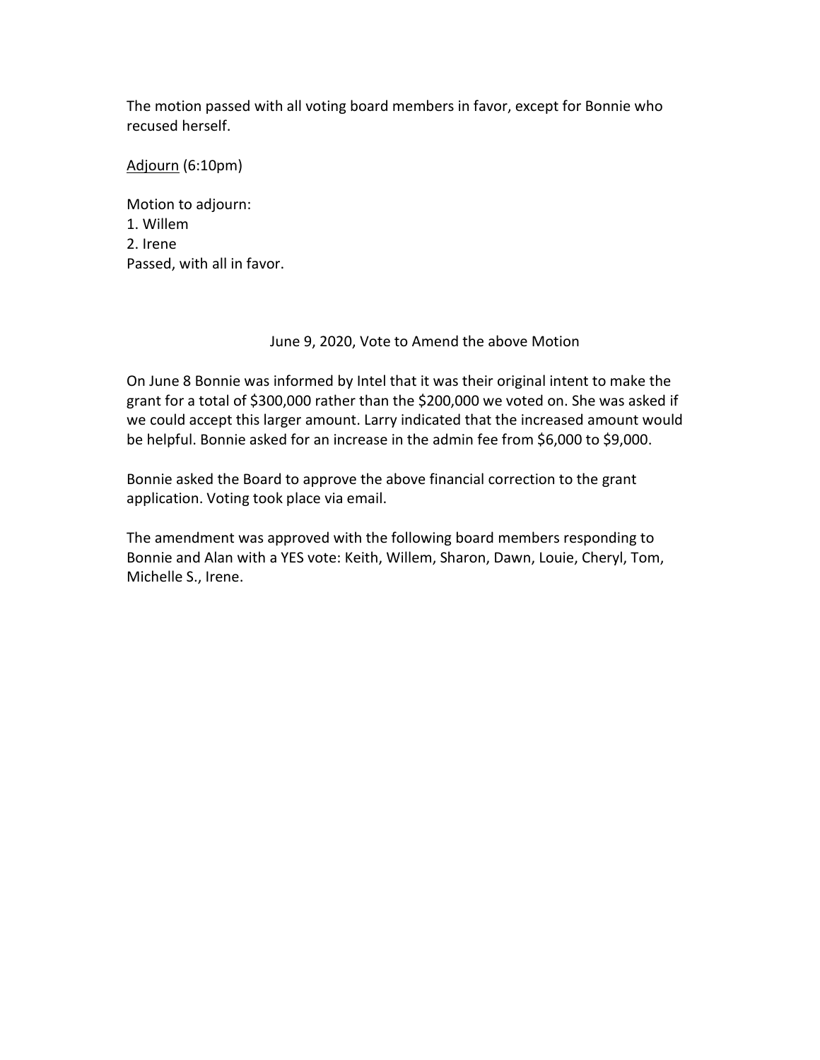The motion passed with all voting board members in favor, except for Bonnie who recused herself.

<u>Adjourn</u> (6:10pm)

Motion to adjourn:
1. Willem
2. Irene

Passed, with all in favor.

June 9, 2020, Vote to Amend the above Motion

On June 8 Bonnie was informed by Intel that it was their original intent to make the grant for a total of $300,000 rather than the $200,000 we voted on. She was asked if we could accept this larger amount. Larry indicated that the increased amount would be helpful. Bonnie asked for an increase in the admin fee from $6,000 to $9,000.

Bonnie asked the Board to approve the above financial correction to the grant application. Voting took place via email.

The amendment was approved with the following board members responding to Bonnie and Alan with a YES vote: Keith, Willem, Sharon, Dawn, Louie, Cheryl, Tom, Michelle S., Irene.